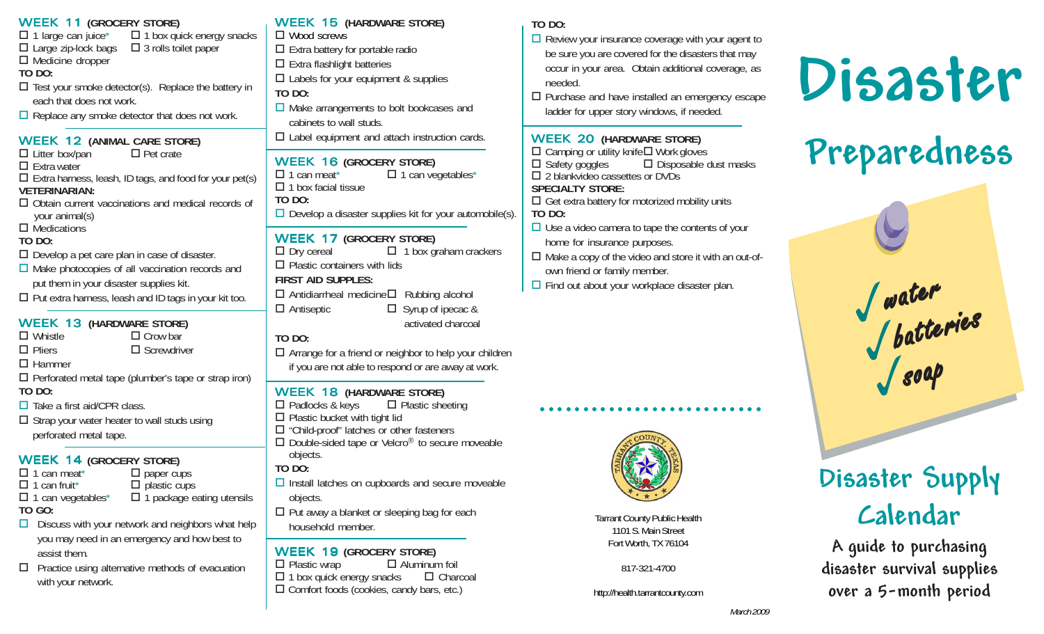## WEEK 11 (GROCERY STORE)

- ☐ 1 large can juice*
- ☐ 1 box quick energy snacks
- ☐ Large zip-lock bags
- ☐ 3 rolls toilet paper
- ☐ Medicine dropper

**TO DO:**

- ☐ Test your smoke detector(s). Replace the battery in each that does not work.
- ☐ Replace any smoke detector that does not work.

## WEEK 12 (ANIMAL CARE STORE)

- ☐ Litter box/pan
- ☐ Pet crate
- ☐ Extra water
- ☐ Extra harness, leash, ID tags, and food for your pet(s)

**VETERINARIAN:**

- ☐ Obtain current vaccinations and medical records of your animal(s)
- ☐ Medications

**TO DO:**

- ☐ Develop a pet care plan in case of disaster.
- ☐ Make photocopies of all vaccination records and put them in your disaster supplies kit.
- ☐ Put extra harness, leash and ID tags in your kit too.

## WEEK 13 (HARDWARE STORE)

- ☐ Whistle
- ☐ Crow bar
- ☐ Pliers
- ☐ Screwdriver
- ☐ Hammer
- ☐ Perforated metal tape (plumber's tape or strap iron)

**TO DO:**

- ☐ Take a first aid/CPR class.
- ☐ Strap your water heater to wall studs using perforated metal tape.

## WEEK 14 (GROCERY STORE)

- ☐ 1 can meat*
- ☐ paper cups
- ☐ 1 can fruit*
- ☐ plastic cups
- ☐ 1 can vegetables*
- ☐ 1 package eating utensils

**TO GO:**

- ☐ Discuss with your network and neighbors what help you may need in an emergency and how best to assist them.
- ☐ Practice using alternative methods of evacuation with your network.

## WEEK 15 (HARDWARE STORE)

- ☐ Wood screws
- ☐ Extra battery for portable radio
- ☐ Extra flashlight batteries
- ☐ Labels for your equipment & supplies

**TO DO:**

- ☐ Make arrangements to bolt bookcases and cabinets to wall studs.
- ☐ Label equipment and attach instruction cards.

## WEEK 16 (GROCERY STORE)

- ☐ 1 can meat*
- ☐ 1 can vegetables*
- ☐ 1 box facial tissue

**TO DO:**

- ☐ Develop a disaster supplies kit for your automobile(s).

## WEEK 17 (GROCERY STORE)

- ☐ Dry cereal
- ☐ 1 box graham crackers
- ☐ Plastic containers with lids

**FIRST AID SUPPLIES:**

- ☐ Antidiarrheal medicine
- ☐ Rubbing alcohol
- ☐ Antiseptic
- ☐ Syrup of ipecac & activated charcoal

**TO DO:**

- ☐ Arrange for a friend or neighbor to help your children if you are not able to respond or are away at work.

## WEEK 18 (HARDWARE STORE)

- ☐ Padlocks & keys
- ☐ Plastic sheeting
- ☐ Plastic bucket with tight lid
- ☐ "Child-proof" latches or other fasteners
- ☐ Double-sided tape or Velcro® to secure moveable objects.

**TO DO:**

- ☐ Install latches on cupboards and secure moveable objects.
- ☐ Put away a blanket or sleeping bag for each household member.

## WEEK 19 (GROCERY STORE)

- ☐ Plastic wrap
- ☐ Aluminum foil
- ☐ 1 box quick energy snacks
- ☐ Charcoal
- ☐ Comfort foods (cookies, candy bars, etc.)

**TO DO:**

- ☐ Review your insurance coverage with your agent to be sure you are covered for the disasters that may occur in your area. Obtain additional coverage, as needed.
- ☐ Purchase and have installed an emergency escape ladder for upper story windows, if needed.

## WEEK 20 (HARDWARE STORE)

- ☐ Camping or utility knife
- ☐ Work gloves
- ☐ Safety goggles
- ☐ Disposable dust masks
- ☐ 2 blankvideo cassettes or DVDs

**SPECIALTY STORE:**

- ☐ Get extra battery for motorized mobility units

**TO DO:**

- ☐ Use a video camera to tape the contents of your home for insurance purposes.
- ☐ Make a copy of the video and store it with an out-of-own friend or family member.
- ☐ Find out about your workplace disaster plan.

Tarrant County Public Health
1101 S. Main Street
Fort Worth, TX 76104

817-321-4700

http://health.tarrantcounty.com

*March 2009*

# Disaster Preparedness

✓ water
✓ batteries
✓ soap

## Disaster Supply Calendar

A guide to purchasing disaster survival supplies over a 5-month period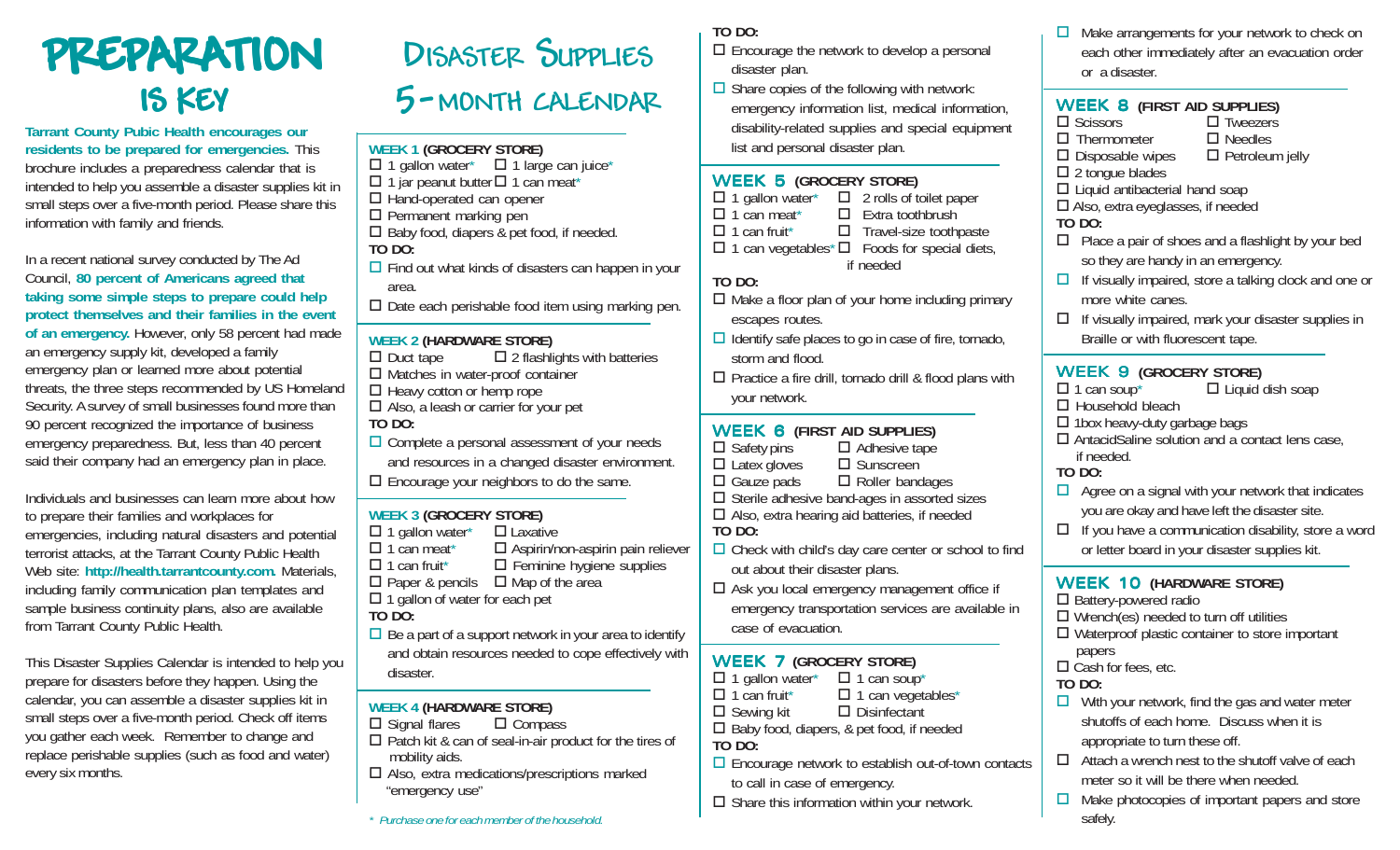# PREPARATION IS KEY

**Tarrant County Pubic Health encourages our residents to be prepared for emergencies.** This brochure includes a preparedness calendar that is intended to help you assemble a disaster supplies kit in small steps over a five-month period. Please share this information with family and friends.

In a recent national survey conducted by The Ad Council, **80 percent of Americans agreed that taking some simple steps to prepare could help protect themselves and their families in the event of an emergency.** However, only 58 percent had made an emergency supply kit, developed a family emergency plan or learned more about potential threats, the three steps recommended by US Homeland Security. A survey of small businesses found more than 90 percent recognized the importance of business emergency preparedness. But, less than 40 percent said their company had an emergency plan in place.

Individuals and businesses can learn more about how to prepare their families and workplaces for emergencies, including natural disasters and potential terrorist attacks, at the Tarrant County Public Health Web site: **http://health.tarrantcounty.com.** Materials, including family communication plan templates and sample business continuity plans, also are available from Tarrant County Public Health.

This Disaster Supplies Calendar is intended to help you prepare for disasters before they happen. Using the calendar, you can assemble a disaster supplies kit in small steps over a five-month period. Check off items you gather each week. Remember to change and replace perishable supplies (such as food and water) every six months.

# Disaster Supplies 5-month calendar

## WEEK 1 (GROCERY STORE)

- ☐ 1 gallon water*
- ☐ 1 large can juice*
- ☐ 1 jar peanut butter
- ☐ 1 can meat*
- ☐ Hand-operated can opener
- ☐ Permanent marking pen
- ☐ Baby food, diapers & pet food, if needed.

**TO DO:**

- ☐ Find out what kinds of disasters can happen in your area.
- ☐ Date each perishable food item using marking pen.

## WEEK 2 (HARDWARE STORE)

- ☐ Duct tape
- ☐ 2 flashlights with batteries
- ☐ Matches in water-proof container
- ☐ Heavy cotton or hemp rope
- ☐ Also, a leash or carrier for your pet

**TO DO:**

- ☐ Complete a personal assessment of your needs and resources in a changed disaster environment.
- ☐ Encourage your neighbors to do the same.

## WEEK 3 (GROCERY STORE)

- ☐ 1 gallon water*
- ☐ Laxative
- ☐ 1 can meat*
- ☐ Aspirin/non-aspirin pain reliever
- ☐ 1 can fruit*
- ☐ Feminine hygiene supplies
- ☐ Paper & pencils
- ☐ Map of the area
- ☐ 1 gallon of water for each pet

**TO DO:**

- ☐ Be a part of a support network in your area to identify and obtain resources needed to cope effectively with disaster.

## WEEK 4 (HARDWARE STORE)

- ☐ Signal flares
- ☐ Compass
- ☐ Patch kit & can of seal-in-air product for the tires of mobility aids.
- ☐ Also, extra medications/prescriptions marked "emergency use"

*\* Purchase one for each member of the household.*

**TO DO:**

- ☐ Encourage the network to develop a personal disaster plan.
- ☐ Share copies of the following with network: emergency information list, medical information, disability-related supplies and special equipment list and personal disaster plan.

## WEEK 5 (GROCERY STORE)

- ☐ 1 gallon water*
- ☐ 2 rolls of toilet paper
- ☐ 1 can meat*
- ☐ Extra toothbrush
- ☐ 1 can fruit*
- ☐ Travel-size toothpaste
- ☐ 1 can vegetables*
- ☐ Foods for special diets, if needed

**TO DO:**

- ☐ Make a floor plan of your home including primary escapes routes.
- ☐ Identify safe places to go in case of fire, tornado, storm and flood.
- ☐ Practice a fire drill, tornado drill & flood plans with your network.

## WEEK 6 (FIRST AID SUPPLIES)

- ☐ Safety pins
- ☐ Adhesive tape
- ☐ Latex gloves
- ☐ Sunscreen
- ☐ Gauze pads
- ☐ Roller bandages
- ☐ Sterile adhesive band-ages in assorted sizes
- ☐ Also, extra hearing aid batteries, if needed

**TO DO:**

- ☐ Check with child's day care center or school to find out about their disaster plans.
- ☐ Ask you local emergency management office if emergency transportation services are available in case of evacuation.

## WEEK 7 (GROCERY STORE)

- ☐ 1 gallon water*
- ☐ 1 can soup*
- ☐ 1 can fruit*
- ☐ 1 can vegetables*
- ☐ Sewing kit
- ☐ Disinfectant
- ☐ Baby food, diapers, & pet food, if needed

**TO DO:**

- ☐ Encourage network to establish out-of-town contacts to call in case of emergency.
- ☐ Share this information within your network.
- ☐ Make arrangements for your network to check on each other immediately after an evacuation order or a disaster.

## WEEK 8 (FIRST AID SUPPLIES)

- ☐ Scissors
- ☐ Tweezers
- ☐ Thermometer
- ☐ Needles
- ☐ Disposable wipes
- ☐ Petroleum jelly
- ☐ 2 tongue blades
- ☐ Liquid antibacterial hand soap
- ☐ Also, extra eyeglasses, if needed

**TO DO:**

- ☐ Place a pair of shoes and a flashlight by your bed so they are handy in an emergency.
- ☐ If visually impaired, store a talking clock and one or more white canes.
- ☐ If visually impaired, mark your disaster supplies in Braille or with fluorescent tape.

## WEEK 9 (GROCERY STORE)

- ☐ 1 can soup*
- ☐ Liquid dish soap
- ☐ Household bleach
- ☐ 1box heavy-duty garbage bags
- ☐ AntacidSaline solution and a contact lens case, if needed.

**TO DO:**

- ☐ Agree on a signal with your network that indicates you are okay and have left the disaster site.
- ☐ If you have a communication disability, store a word or letter board in your disaster supplies kit.

## WEEK 10 (HARDWARE STORE)

- ☐ Battery-powered radio
- ☐ Wrench(es) needed to turn off utilities
- ☐ Waterproof plastic container to store important papers
- ☐ Cash for fees, etc.

**TO DO:**

- ☐ With your network, find the gas and water meter shutoffs of each home. Discuss when it is appropriate to turn these off.
- ☐ Attach a wrench next to the shutoff valve of each meter so it will be there when needed.
- ☐ Make photocopies of important papers and store safely.